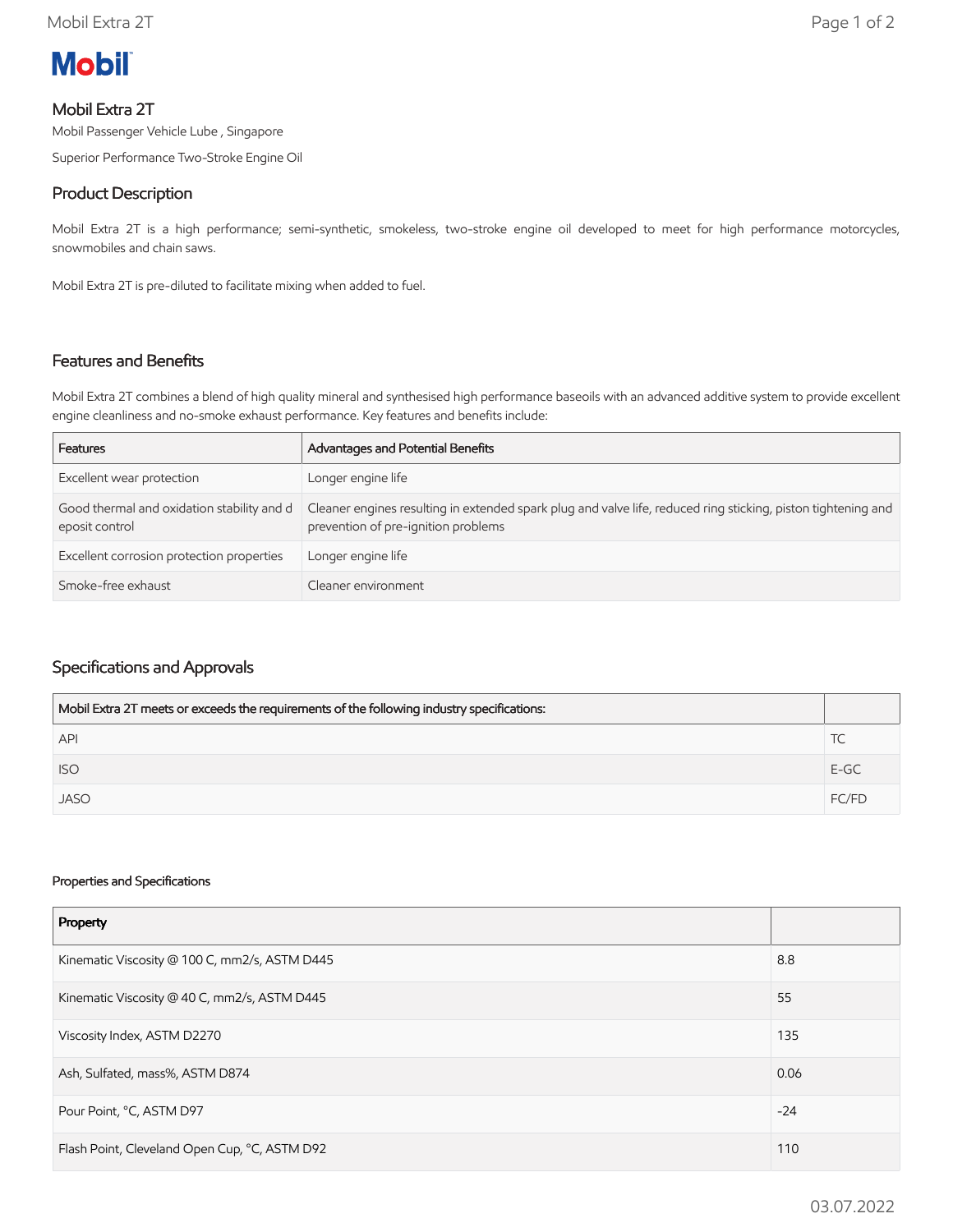**Mobil**

## Mobil Extra 2T

Mobil Passenger Vehicle Lube , Singapore

Superior Performance Two-Stroke Engine Oil

## Product Description

Mobil Extra 2T is a high performance; semi-synthetic, smokeless, two-stroke engine oil developed to meet for high performance motorcycles, snowmobiles and chain saws.

Mobil Extra 2T is pre-diluted to facilitate mixing when added to fuel.

## Features and Benefits

Mobil Extra 2T combines a blend of high quality mineral and synthesised high performance baseoils with an advanced additive system to provide excellent engine cleanliness and no-smoke exhaust performance. Key features and benefits include:

| Features | Advantages and Potential Benefits |
|---|---|
| Excellent wear protection | Longer engine life |
| Good thermal and oxidation stability and deposit control | Cleaner engines resulting in extended spark plug and valve life, reduced ring sticking, piston tightening and prevention of pre-ignition problems |
| Excellent corrosion protection properties | Longer engine life |
| Smoke-free exhaust | Cleaner environment |

## Specifications and Approvals

| Mobil Extra 2T meets or exceeds the requirements of the following industry specifications: | |
|---|---|
| API | TC |
| ISO | E-GC |
| JASO | FC/FD |

#### Properties and Specifications

| Property | |
|---|---|
| Kinematic Viscosity @ 100 C, mm2/s, ASTM D445 | 8.8 |
| Kinematic Viscosity @ 40 C, mm2/s, ASTM D445 | 55 |
| Viscosity Index, ASTM D2270 | 135 |
| Ash, Sulfated, mass%, ASTM D874 | 0.06 |
| Pour Point, °C, ASTM D97 | -24 |
| Flash Point, Cleveland Open Cup, °C, ASTM D92 | 110 |

03.07.2022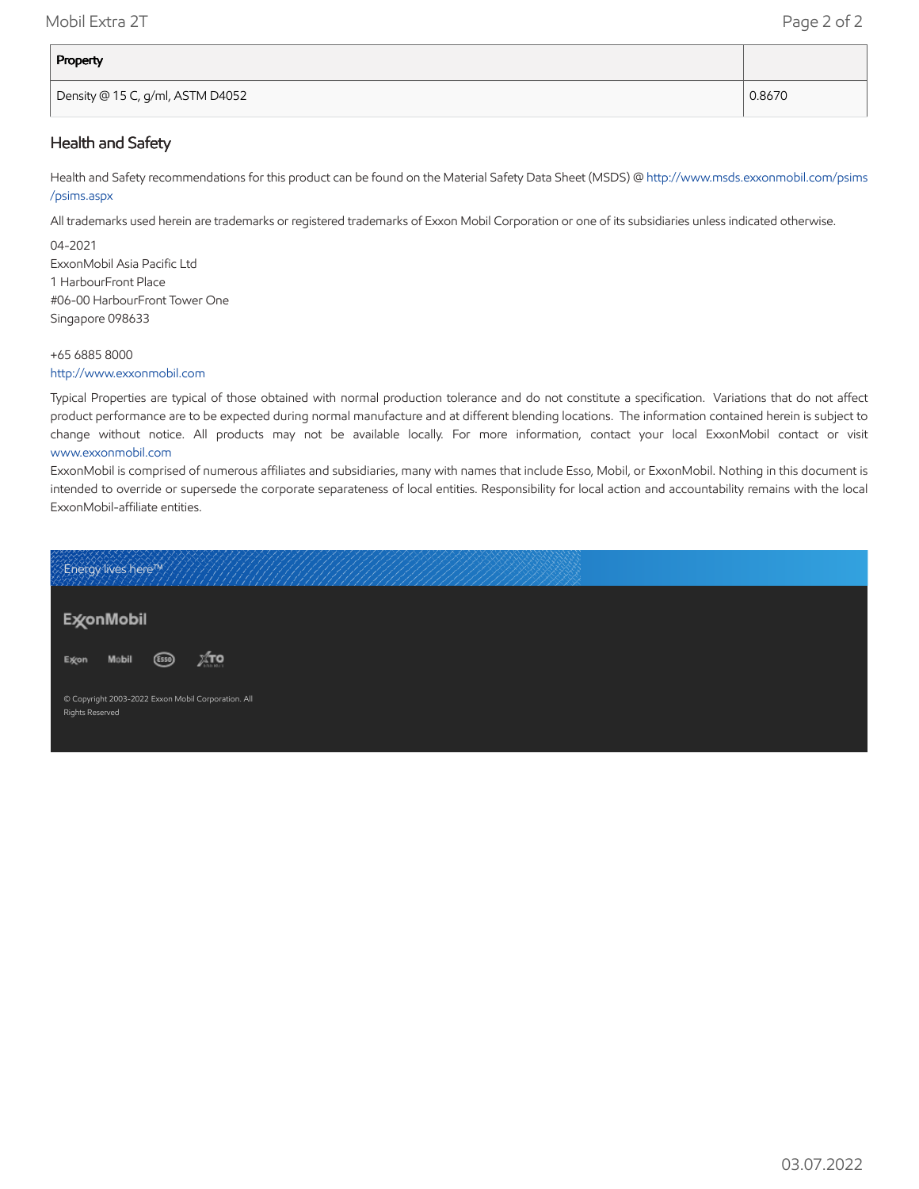| Property | |
|---|---|
| Density @ 15 C, g/ml, ASTM D4052 | 0.8670 |

## Health and Safety

Health and Safety recommendations for this product can be found on the Material Safety Data Sheet (MSDS) @ http://www.msds.exxonmobil.com/psims/psims.aspx

All trademarks used herein are trademarks or registered trademarks of Exxon Mobil Corporation or one of its subsidiaries unless indicated otherwise.

04-2021
ExxonMobil Asia Pacific Ltd
1 HarbourFront Place
#06-00 HarbourFront Tower One
Singapore 098633

+65 6885 8000
http://www.exxonmobil.com

Typical Properties are typical of those obtained with normal production tolerance and do not constitute a specification. Variations that do not affect product performance are to be expected during normal manufacture and at different blending locations. The information contained herein is subject to change without notice. All products may not be available locally. For more information, contact your local ExxonMobil contact or visit www.exxonmobil.com

ExxonMobil is comprised of numerous affiliates and subsidiaries, many with names that include Esso, Mobil, or ExxonMobil. Nothing in this document is intended to override or supersede the corporate separateness of local entities. Responsibility for local action and accountability remains with the local ExxonMobil-affiliate entities.

Energy lives here™

ExxonMobil

Exxon Mobil Esso XTO

© Copyright 2003-2022 Exxon Mobil Corporation. All Rights Reserved

03.07.2022